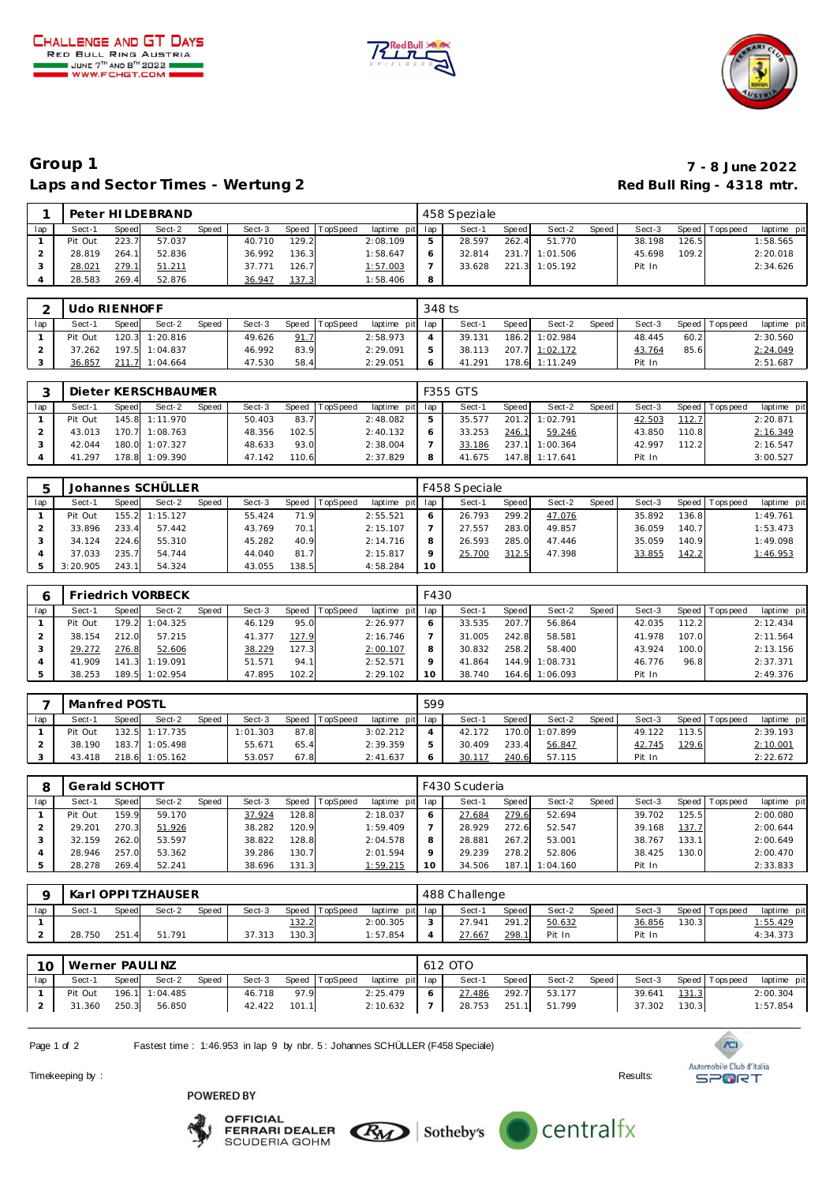# Group 1

## Laps and Sector Times - Wertung 2

**7 - 8 June 2022**
**Red Bull Ring - 4318 mtr.**

CHALLENGE AND GT DAYS
RED BULL RING AUSTRIA
JUNE 7TH AND 8TH 2022
WWW.FCHGT.COM

| 1 | Peter HILDEBRAND | | | | | | | | 458 Speziale | | | | | | | | |
|---|---|---|---|---|---|---|---|---|---|---|---|---|---|---|---|---|---|
| lap | Sect-1 | Speed | Sect-2 | Speed | Sect-3 | Speed | TopSpeed | laptime pit | lap | Sect-1 | Speed | Sect-2 | Speed | Sect-3 | Speed | Topspeed | laptime pit |
| 1 | Pit Out | 223.7 | 57.037 | | 40.710 | 129.2 | | 2:08.109 | 5 | 28.597 | 262.4 | 51.770 | | 38.198 | 126.5 | | 1:58.565 |
| 2 | 28.819 | 264.1 | 52.836 | | 36.992 | 136.3 | | 1:58.647 | 6 | 32.814 | 231.7 | 1:01.506 | | 45.698 | 109.2 | | 2:20.018 |
| 3 | 28.021 | 279.1 | 51.211 | | 37.771 | 126.7 | | 1:57.003 | 7 | 33.628 | 221.3 | 1:05.192 | | Pit In | | | 2:34.626 |
| 4 | 28.583 | 269.4 | 52.876 | | 36.947 | 137.3 | | 1:58.406 | 8 | | | | | | | | |

| 2 | Udo RIENHOFF | | | | | | | | 348 ts | | | | | | | | |
|---|---|---|---|---|---|---|---|---|---|---|---|---|---|---|---|---|---|
| lap | Sect-1 | Speed | Sect-2 | Speed | Sect-3 | Speed | TopSpeed | laptime pit | lap | Sect-1 | Speed | Sect-2 | Speed | Sect-3 | Speed | Topspeed | laptime pit |
| 1 | Pit Out | 120.3 | 1:20.816 | | 49.626 | 91.7 | | 2:58.973 | 4 | 39.131 | 186.2 | 1:02.984 | | 48.445 | 60.2 | | 2:30.560 |
| 2 | 37.262 | 197.5 | 1:04.837 | | 46.992 | 83.9 | | 2:29.091 | 5 | 38.113 | 207.7 | 1:02.172 | | 43.764 | 85.6 | | 2:24.049 |
| 3 | 36.857 | 211.7 | 1:04.664 | | 47.530 | 58.4 | | 2:29.051 | 6 | 41.291 | 178.6 | 1:11.249 | | Pit In | | | 2:51.687 |

| 3 | Dieter KERSCHBAUMER | | | | | | | | F355 GTS | | | | | | | | |
|---|---|---|---|---|---|---|---|---|---|---|---|---|---|---|---|---|---|
| lap | Sect-1 | Speed | Sect-2 | Speed | Sect-3 | Speed | TopSpeed | laptime pit | lap | Sect-1 | Speed | Sect-2 | Speed | Sect-3 | Speed | Topspeed | laptime pit |
| 1 | Pit Out | 145.8 | 1:11.970 | | 50.403 | 83.7 | | 2:48.082 | 5 | 35.577 | 201.2 | 1:02.791 | | 42.503 | 112.7 | | 2:20.871 |
| 2 | 43.013 | 170.7 | 1:08.763 | | 48.356 | 102.5 | | 2:40.132 | 6 | 33.253 | 246.1 | 59.246 | | 43.850 | 110.8 | | 2:16.349 |
| 3 | 42.044 | 180.0 | 1:07.327 | | 48.633 | 93.0 | | 2:38.004 | 7 | 33.186 | 237.1 | 1:00.364 | | 42.997 | 112.2 | | 2:16.547 |
| 4 | 41.297 | 178.8 | 1:09.390 | | 47.142 | 110.6 | | 2:37.829 | 8 | 41.675 | 147.8 | 1:17.641 | | Pit In | | | 3:00.527 |

| 5 | Johannes SCHÜLLER | | | | | | | | F458 Speciale | | | | | | | | |
|---|---|---|---|---|---|---|---|---|---|---|---|---|---|---|---|---|---|
| lap | Sect-1 | Speed | Sect-2 | Speed | Sect-3 | Speed | TopSpeed | laptime pit | lap | Sect-1 | Speed | Sect-2 | Speed | Sect-3 | Speed | Topspeed | laptime pit |
| 1 | Pit Out | 155.2 | 1:15.127 | | 55.424 | 71.9 | | 2:55.521 | 6 | 26.793 | 299.2 | 47.076 | | 35.892 | 136.8 | | 1:49.761 |
| 2 | 33.896 | 233.4 | 57.442 | | 43.769 | 70.1 | | 2:15.107 | 7 | 27.557 | 283.0 | 49.857 | | 36.059 | 140.7 | | 1:53.473 |
| 3 | 34.124 | 224.6 | 55.310 | | 45.282 | 40.9 | | 2:14.716 | 8 | 26.593 | 285.0 | 47.446 | | 35.059 | 140.9 | | 1:49.098 |
| 4 | 37.033 | 235.7 | 54.744 | | 44.040 | 81.7 | | 2:15.817 | 9 | 25.700 | 312.5 | 47.398 | | 33.855 | 142.2 | | 1:46.953 |
| 5 | 3:20.905 | 243.1 | 54.324 | | 43.055 | 138.5 | | 4:58.284 | 10 | | | | | | | | |

| 6 | Friedrich VORBECK | | | | | | | | F430 | | | | | | | | |
|---|---|---|---|---|---|---|---|---|---|---|---|---|---|---|---|---|---|
| lap | Sect-1 | Speed | Sect-2 | Speed | Sect-3 | Speed | TopSpeed | laptime pit | lap | Sect-1 | Speed | Sect-2 | Speed | Sect-3 | Speed | Topspeed | laptime pit |
| 1 | Pit Out | 179.2 | 1:04.325 | | 46.129 | 95.0 | | 2:26.977 | 6 | 33.535 | 207.7 | 56.864 | | 42.035 | 112.2 | | 2:12.434 |
| 2 | 38.154 | 212.0 | 57.215 | | 41.377 | 127.9 | | 2:16.746 | 7 | 31.005 | 242.8 | 58.581 | | 41.978 | 107.0 | | 2:11.564 |
| 3 | 29.272 | 276.8 | 52.606 | | 38.229 | 127.3 | | 2:00.107 | 8 | 30.832 | 258.2 | 58.400 | | 43.924 | 100.0 | | 2:13.156 |
| 4 | 41.909 | 141.3 | 1:19.091 | | 51.571 | 94.1 | | 2:52.571 | 9 | 41.864 | 144.9 | 1:08.731 | | 46.776 | 96.8 | | 2:37.371 |
| 5 | 38.253 | 189.5 | 1:02.954 | | 47.895 | 102.2 | | 2:29.102 | 10 | 38.740 | 164.6 | 1:06.093 | | Pit In | | | 2:49.376 |

| 7 | Manfred POSTL | | | | | | | | 599 | | | | | | | | |
|---|---|---|---|---|---|---|---|---|---|---|---|---|---|---|---|---|---|
| lap | Sect-1 | Speed | Sect-2 | Speed | Sect-3 | Speed | TopSpeed | laptime pit | lap | Sect-1 | Speed | Sect-2 | Speed | Sect-3 | Speed | Topspeed | laptime pit |
| 1 | Pit Out | 132.5 | 1:17.735 | | 1:01.303 | 87.8 | | 3:02.212 | 4 | 42.172 | 170.0 | 1:07.899 | | 49.122 | 113.5 | | 2:39.193 |
| 2 | 38.190 | 183.7 | 1:05.498 | | 55.671 | 65.4 | | 2:39.359 | 5 | 30.409 | 233.4 | 56.847 | | 42.745 | 129.6 | | 2:10.001 |
| 3 | 43.418 | 218.6 | 1:05.162 | | 53.057 | 67.8 | | 2:41.637 | 6 | 30.117 | 240.6 | 57.115 | | Pit In | | | 2:22.672 |

| 8 | Gerald SCHOTT | | | | | | | | F430 Scuderia | | | | | | | | |
|---|---|---|---|---|---|---|---|---|---|---|---|---|---|---|---|---|---|
| lap | Sect-1 | Speed | Sect-2 | Speed | Sect-3 | Speed | TopSpeed | laptime pit | lap | Sect-1 | Speed | Sect-2 | Speed | Sect-3 | Speed | Topspeed | laptime pit |
| 1 | Pit Out | 159.9 | 59.170 | | 37.924 | 128.8 | | 2:18.037 | 6 | 27.684 | 279.6 | 52.694 | | 39.702 | 125.5 | | 2:00.080 |
| 2 | 29.201 | 270.3 | 51.926 | | 38.282 | 120.9 | | 1:59.409 | 7 | 28.929 | 272.6 | 52.547 | | 39.168 | 137.7 | | 2:00.644 |
| 3 | 32.159 | 262.0 | 53.597 | | 38.822 | 128.8 | | 2:04.578 | 8 | 28.881 | 267.2 | 53.001 | | 38.767 | 133.1 | | 2:00.649 |
| 4 | 28.946 | 257.0 | 53.362 | | 39.286 | 130.7 | | 2:01.594 | 9 | 29.239 | 278.2 | 52.806 | | 38.425 | 130.0 | | 2:00.470 |
| 5 | 28.278 | 269.4 | 52.241 | | 38.696 | 131.3 | | 1:59.215 | 10 | 34.506 | 187.1 | 1:04.160 | | Pit In | | | 2:33.833 |

| 9 | Karl OPPITZHAUSER | | | | | | | | 488 Challenge | | | | | | | | |
|---|---|---|---|---|---|---|---|---|---|---|---|---|---|---|---|---|---|
| lap | Sect-1 | Speed | Sect-2 | Speed | Sect-3 | Speed | TopSpeed | laptime pit | lap | Sect-1 | Speed | Sect-2 | Speed | Sect-3 | Speed | Topspeed | laptime pit |
| 1 | | | | | | 132.2 | | 2:00.305 | 3 | 27.941 | 291.2 | 50.632 | | 36.856 | 130.3 | | 1:55.429 |
| 2 | 28.750 | 251.4 | 51.791 | | 37.313 | 130.3 | | 1:57.854 | 4 | 27.667 | 298.1 | Pit In | | Pit In | | | 4:34.373 |

| 10 | Werner PAULINZ | | | | | | | | 612 OTO | | | | | | | | |
|---|---|---|---|---|---|---|---|---|---|---|---|---|---|---|---|---|---|
| lap | Sect-1 | Speed | Sect-2 | Speed | Sect-3 | Speed | TopSpeed | laptime pit | lap | Sect-1 | Speed | Sect-2 | Speed | Sect-3 | Speed | Topspeed | laptime pit |
| 1 | Pit Out | 196.1 | 1:04.485 | | 46.718 | 97.9 | | 2:25.479 | 6 | 27.486 | 292.7 | 53.177 | | 39.641 | 131.3 | | 2:00.304 |
| 2 | 31.360 | 250.3 | 56.850 | | 42.422 | 101.1 | | 2:10.632 | 7 | 28.753 | 251.1 | 51.799 | | 37.302 | 130.3 | | 1:57.854 |

Fastest time : 1:46.953 in lap 9 by nbr. 5 : Johannes SCHÜLLER (F458 Speciale)

Timekeeping by : Results:

POWERED BY
OFFICIAL FERRARI DEALER SCUDERIA GOHM
Sotheby's
centralfx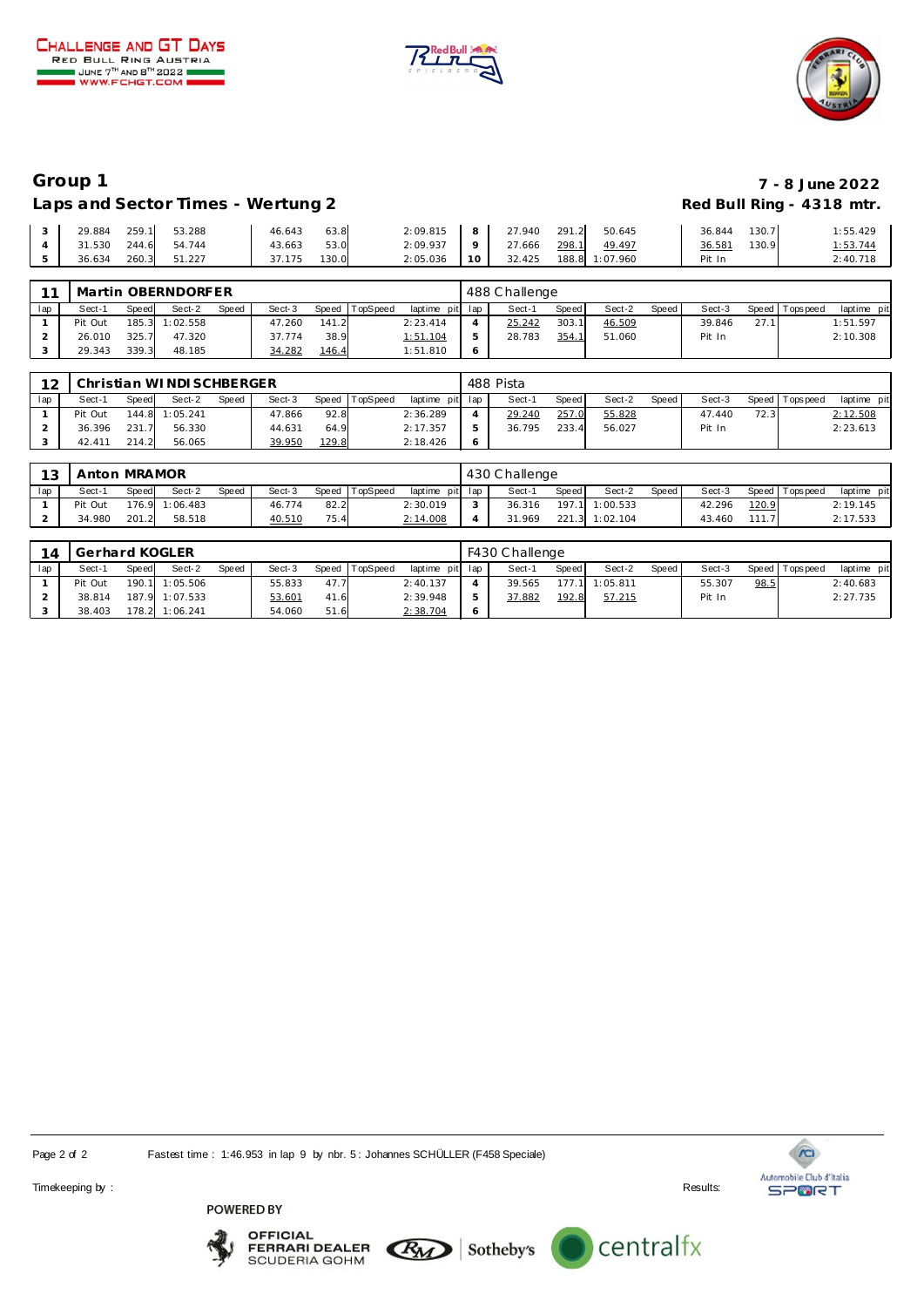# Group 1

## Laps and Sector Times - Wertung 2

7 - 8 June 2022

Red Bull Ring - 4318 mtr.

| lap | Sect-1 | Speed | Sect-2 | Speed | Sect-3 | Speed | TopSpeed | laptime pit | lap | Sect-1 | Speed | Sect-2 | Speed | Sect-3 | Speed | Topspeed | laptime pit |
|---|---|---|---|---|---|---|---|---|---|---|---|---|---|---|---|---|---|
| 3 | 29.884 | 259.1 | 53.288 | | 46.643 | 63.8 | | 2:09.815 | 8 | 27.940 | 291.2 | 50.645 | | 36.844 | 130.7 | | 1:55.429 |
| 4 | 31.530 | 244.6 | 54.744 | | 43.663 | 53.0 | | 2:09.937 | 9 | 27.666 | 298.1 | 49.497 | | 36.581 | 130.9 | | 1:53.744 |
| 5 | 36.634 | 260.3 | 51.227 | | 37.175 | 130.0 | | 2:05.036 | 10 | 32.425 | 188.8 | 1:07.960 | | Pit In | | | 2:40.718 |

### 11 Martin OBERNDORFER — 488 Challenge

| lap | Sect-1 | Speed | Sect-2 | Speed | Sect-3 | Speed | TopSpeed | laptime pit | lap | Sect-1 | Speed | Sect-2 | Speed | Sect-3 | Speed | Topspeed | laptime pit |
|---|---|---|---|---|---|---|---|---|---|---|---|---|---|---|---|---|---|
| 1 | Pit Out | 185.3 | 1:02.558 | | 47.260 | 141.2 | | 2:23.414 | 4 | 25.242 | 303.1 | 46.509 | | 39.846 | 27.1 | | 1:51.597 |
| 2 | 26.010 | 325.7 | 47.320 | | 37.774 | 38.9 | | 1:51.104 | 5 | 28.783 | 354.1 | 51.060 | | Pit In | | | 2:10.308 |
| 3 | 29.343 | 339.3 | 48.185 | | 34.282 | 146.4 | | 1:51.810 | 6 | | | | | | | | |

### 12 Christian WINDISCHBERGER — 488 Pista

| lap | Sect-1 | Speed | Sect-2 | Speed | Sect-3 | Speed | TopSpeed | laptime pit | lap | Sect-1 | Speed | Sect-2 | Speed | Sect-3 | Speed | Topspeed | laptime pit |
|---|---|---|---|---|---|---|---|---|---|---|---|---|---|---|---|---|---|
| 1 | Pit Out | 144.8 | 1:05.241 | | 47.866 | 92.8 | | 2:36.289 | 4 | 29.240 | 257.0 | 55.828 | | 47.440 | 72.3 | | 2:12.508 |
| 2 | 36.396 | 231.7 | 56.330 | | 44.631 | 64.9 | | 2:17.357 | 5 | 36.795 | 233.4 | 56.027 | | Pit In | | | 2:23.613 |
| 3 | 42.411 | 214.2 | 56.065 | | 39.950 | 129.8 | | 2:18.426 | 6 | | | | | | | | |

### 13 Anton MRAMOR — 430 Challenge

| lap | Sect-1 | Speed | Sect-2 | Speed | Sect-3 | Speed | TopSpeed | laptime pit | lap | Sect-1 | Speed | Sect-2 | Speed | Sect-3 | Speed | Topspeed | laptime pit |
|---|---|---|---|---|---|---|---|---|---|---|---|---|---|---|---|---|---|
| 1 | Pit Out | 176.9 | 1:06.483 | | 46.774 | 82.2 | | 2:30.019 | 3 | 36.316 | 197.1 | 1:00.533 | | 42.296 | 120.9 | | 2:19.145 |
| 2 | 34.980 | 201.2 | 58.518 | | 40.510 | 75.4 | | 2:14.008 | 4 | 31.969 | 221.3 | 1:02.104 | | 43.460 | 111.7 | | 2:17.533 |

### 14 Gerhard KOGLER — F430 Challenge

| lap | Sect-1 | Speed | Sect-2 | Speed | Sect-3 | Speed | TopSpeed | laptime pit | lap | Sect-1 | Speed | Sect-2 | Speed | Sect-3 | Speed | Topspeed | laptime pit |
|---|---|---|---|---|---|---|---|---|---|---|---|---|---|---|---|---|---|
| 1 | Pit Out | 190.1 | 1:05.506 | | 55.833 | 47.7 | | 2:40.137 | 4 | 39.565 | 177.1 | 1:05.811 | | 55.307 | 98.5 | | 2:40.683 |
| 2 | 38.814 | 187.9 | 1:07.533 | | 53.601 | 41.6 | | 2:39.948 | 5 | 37.882 | 192.8 | 57.215 | | Pit In | | | 2:27.735 |
| 3 | 38.403 | 178.2 | 1:06.241 | | 54.060 | 51.6 | | 2:38.704 | 6 | | | | | | | | |

Fastest time : 1:46.953 in lap 9 by nbr. 5 : Johannes SCHÜLLER (F458 Speciale)

Timekeeping by :

Results:

POWERED BY

OFFICIAL FERRARI DEALER SCUDERIA GOHM